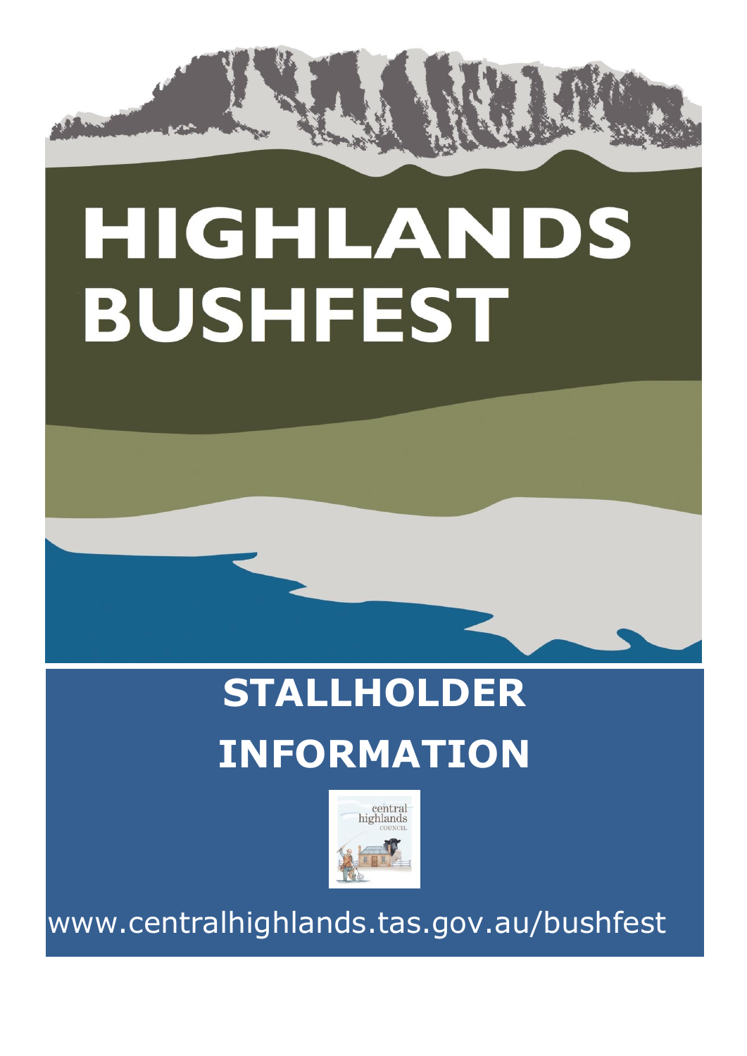# HIGHLANDS BUSHFEST

## STALLHOLDER INFORMATION

central highlands COUNCIL

www.centralhighlands.tas.gov.au/bushfest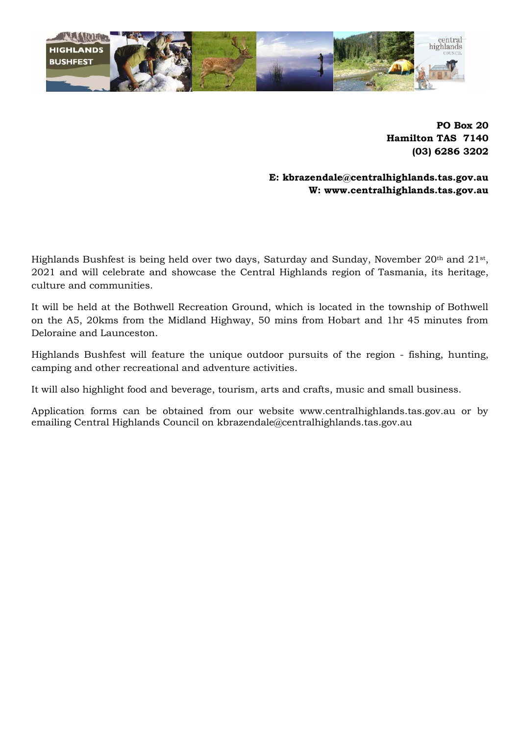**PO Box 20**
**Hamilton TAS 7140**
**(03) 6286 3202**

**E: kbrazendale@centralhighlands.tas.gov.au**
**W: www.centralhighlands.tas.gov.au**

Highlands Bushfest is being held over two days, Saturday and Sunday, November 20th and 21st, 2021 and will celebrate and showcase the Central Highlands region of Tasmania, its heritage, culture and communities.

It will be held at the Bothwell Recreation Ground, which is located in the township of Bothwell on the A5, 20kms from the Midland Highway, 50 mins from Hobart and 1hr 45 minutes from Deloraine and Launceston.

Highlands Bushfest will feature the unique outdoor pursuits of the region - fishing, hunting, camping and other recreational and adventure activities.

It will also highlight food and beverage, tourism, arts and crafts, music and small business.

Application forms can be obtained from our website www.centralhighlands.tas.gov.au or by emailing Central Highlands Council on kbrazendale@centralhighlands.tas.gov.au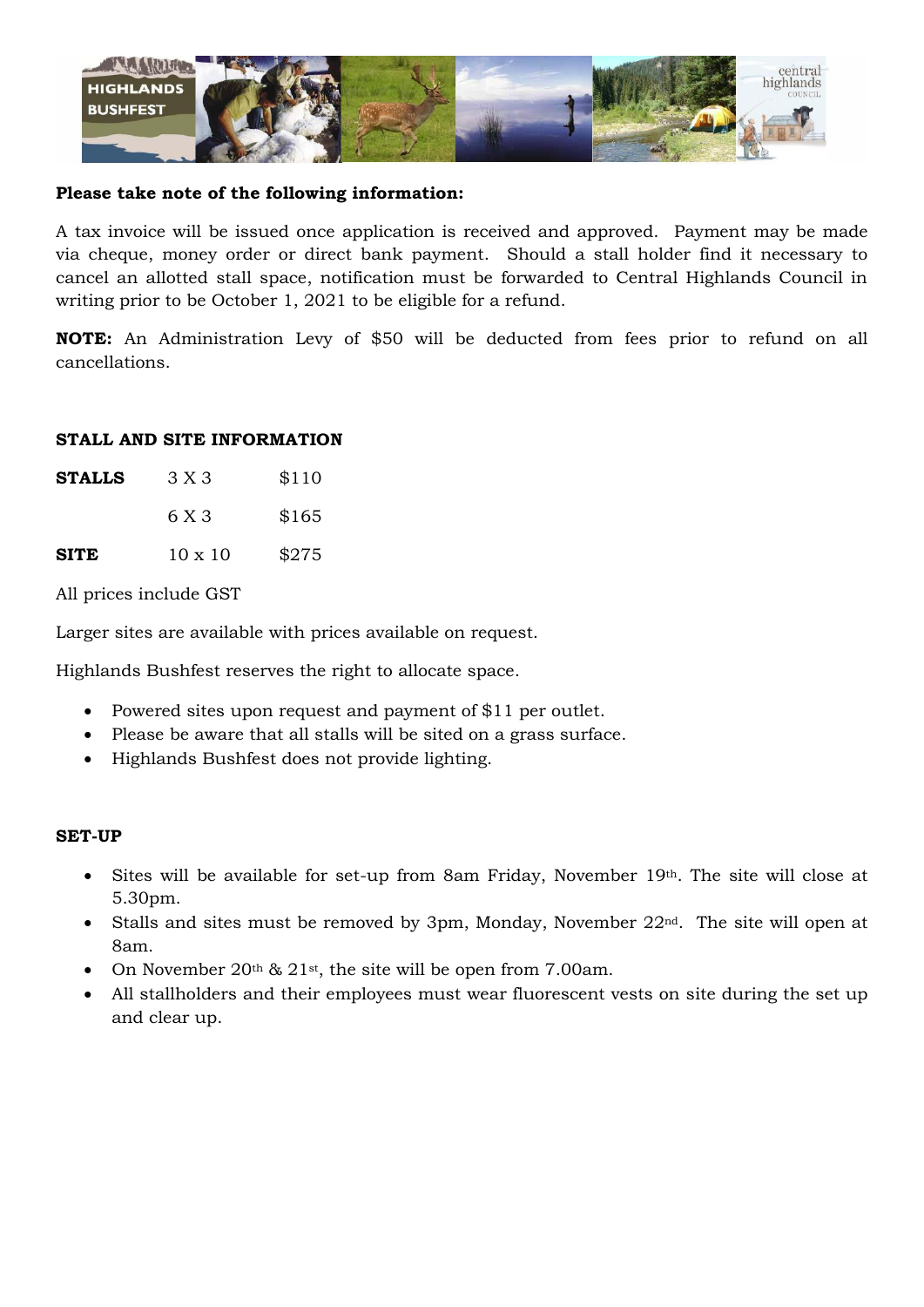**Please take note of the following information:**

A tax invoice will be issued once application is received and approved. Payment may be made via cheque, money order or direct bank payment. Should a stall holder find it necessary to cancel an allotted stall space, notification must be forwarded to Central Highlands Council in writing prior to be October 1, 2021 to be eligible for a refund.

**NOTE:** An Administration Levy of $50 will be deducted from fees prior to refund on all cancellations.

**STALL AND SITE INFORMATION**

| | | |
|---|---|---|
| **STALLS** | 3 X 3 | $110 |
| | 6 X 3 | $165 |
| **SITE** | 10 x 10 | $275 |

All prices include GST

Larger sites are available with prices available on request.

Highlands Bushfest reserves the right to allocate space.

- Powered sites upon request and payment of $11 per outlet.
- Please be aware that all stalls will be sited on a grass surface.
- Highlands Bushfest does not provide lighting.

**SET-UP**

- Sites will be available for set-up from 8am Friday, November 19th. The site will close at 5.30pm.
- Stalls and sites must be removed by 3pm, Monday, November 22nd. The site will open at 8am.
- On November 20th & 21st, the site will be open from 7.00am.
- All stallholders and their employees must wear fluorescent vests on site during the set up and clear up.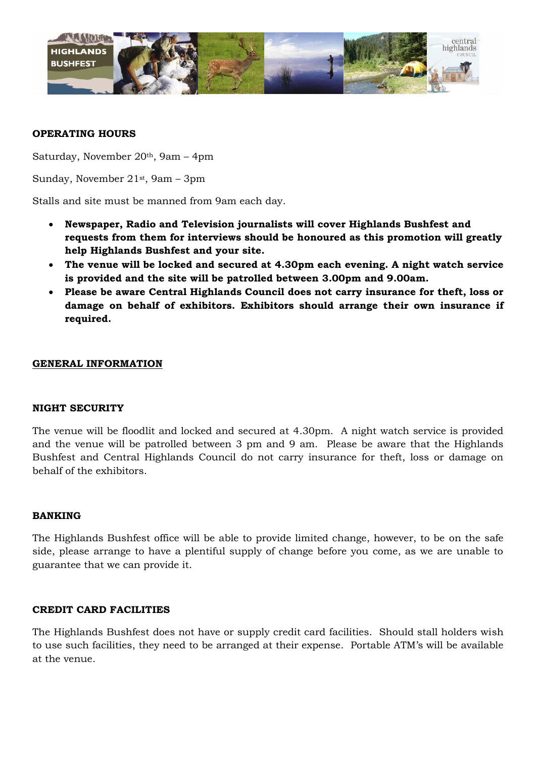**OPERATING HOURS**

Saturday, November 20th, 9am – 4pm

Sunday, November 21st, 9am – 3pm

Stalls and site must be manned from 9am each day.

- **Newspaper, Radio and Television journalists will cover Highlands Bushfest and requests from them for interviews should be honoured as this promotion will greatly help Highlands Bushfest and your site.**
- **The venue will be locked and secured at 4.30pm each evening. A night watch service is provided and the site will be patrolled between 3.00pm and 9.00am.**
- **Please be aware Central Highlands Council does not carry insurance for theft, loss or damage on behalf of exhibitors. Exhibitors should arrange their own insurance if required.**

## GENERAL INFORMATION

### NIGHT SECURITY

The venue will be floodlit and locked and secured at 4.30pm. A night watch service is provided and the venue will be patrolled between 3 pm and 9 am. Please be aware that the Highlands Bushfest and Central Highlands Council do not carry insurance for theft, loss or damage on behalf of the exhibitors.

### BANKING

The Highlands Bushfest office will be able to provide limited change, however, to be on the safe side, please arrange to have a plentiful supply of change before you come, as we are unable to guarantee that we can provide it.

### CREDIT CARD FACILITIES

The Highlands Bushfest does not have or supply credit card facilities. Should stall holders wish to use such facilities, they need to be arranged at their expense. Portable ATM's will be available at the venue.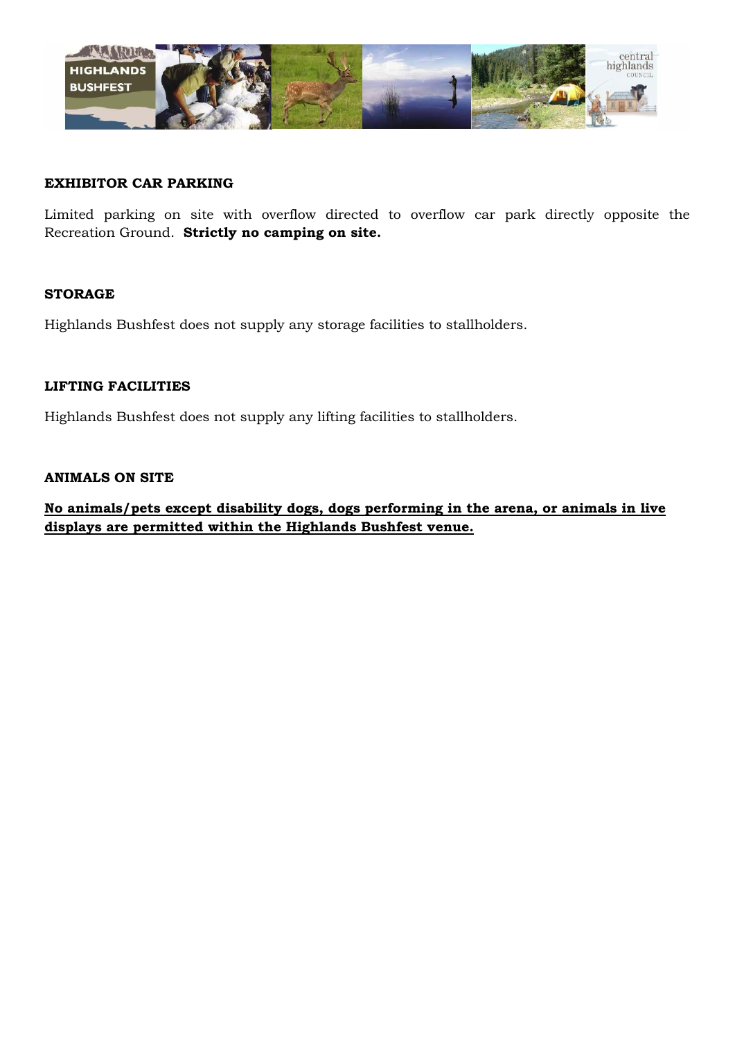**EXHIBITOR CAR PARKING**

Limited parking on site with overflow directed to overflow car park directly opposite the Recreation Ground. **Strictly no camping on site.**

**STORAGE**

Highlands Bushfest does not supply any storage facilities to stallholders.

**LIFTING FACILITIES**

Highlands Bushfest does not supply any lifting facilities to stallholders.

**ANIMALS ON SITE**

**No animals/pets except disability dogs, dogs performing in the arena, or animals in live displays are permitted within the Highlands Bushfest venue.**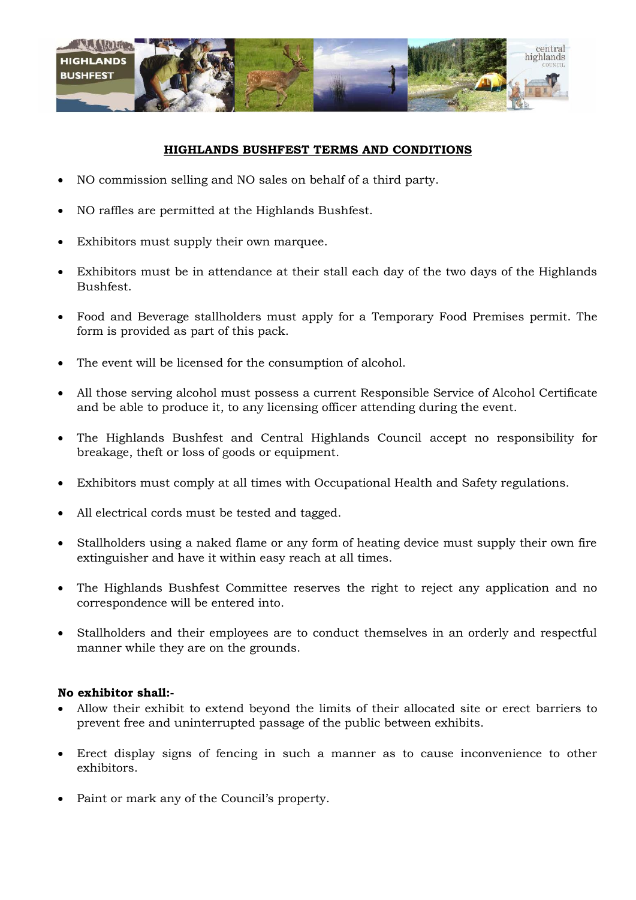## HIGHLANDS BUSHFEST TERMS AND CONDITIONS

- NO commission selling and NO sales on behalf of a third party.
- NO raffles are permitted at the Highlands Bushfest.
- Exhibitors must supply their own marquee.
- Exhibitors must be in attendance at their stall each day of the two days of the Highlands Bushfest.
- Food and Beverage stallholders must apply for a Temporary Food Premises permit. The form is provided as part of this pack.
- The event will be licensed for the consumption of alcohol.
- All those serving alcohol must possess a current Responsible Service of Alcohol Certificate and be able to produce it, to any licensing officer attending during the event.
- The Highlands Bushfest and Central Highlands Council accept no responsibility for breakage, theft or loss of goods or equipment.
- Exhibitors must comply at all times with Occupational Health and Safety regulations.
- All electrical cords must be tested and tagged.
- Stallholders using a naked flame or any form of heating device must supply their own fire extinguisher and have it within easy reach at all times.
- The Highlands Bushfest Committee reserves the right to reject any application and no correspondence will be entered into.
- Stallholders and their employees are to conduct themselves in an orderly and respectful manner while they are on the grounds.

**No exhibitor shall:-**

- Allow their exhibit to extend beyond the limits of their allocated site or erect barriers to prevent free and uninterrupted passage of the public between exhibits.
- Erect display signs of fencing in such a manner as to cause inconvenience to other exhibitors.
- Paint or mark any of the Council's property.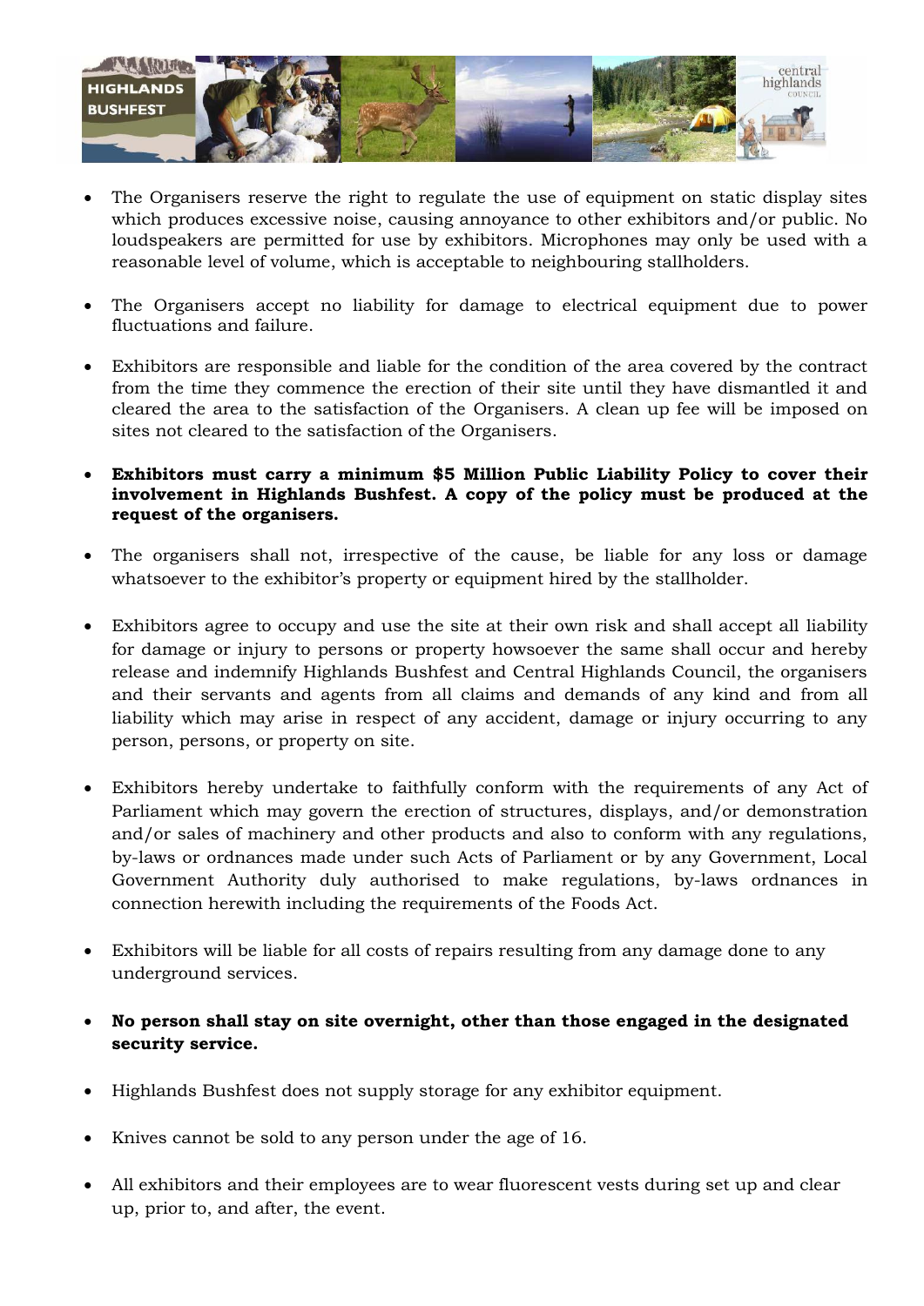- The Organisers reserve the right to regulate the use of equipment on static display sites which produces excessive noise, causing annoyance to other exhibitors and/or public. No loudspeakers are permitted for use by exhibitors. Microphones may only be used with a reasonable level of volume, which is acceptable to neighbouring stallholders.

- The Organisers accept no liability for damage to electrical equipment due to power fluctuations and failure.

- Exhibitors are responsible and liable for the condition of the area covered by the contract from the time they commence the erection of their site until they have dismantled it and cleared the area to the satisfaction of the Organisers. A clean up fee will be imposed on sites not cleared to the satisfaction of the Organisers.

- **Exhibitors must carry a minimum $5 Million Public Liability Policy to cover their involvement in Highlands Bushfest. A copy of the policy must be produced at the request of the organisers.**

- The organisers shall not, irrespective of the cause, be liable for any loss or damage whatsoever to the exhibitor's property or equipment hired by the stallholder.

- Exhibitors agree to occupy and use the site at their own risk and shall accept all liability for damage or injury to persons or property howsoever the same shall occur and hereby release and indemnify Highlands Bushfest and Central Highlands Council, the organisers and their servants and agents from all claims and demands of any kind and from all liability which may arise in respect of any accident, damage or injury occurring to any person, persons, or property on site.

- Exhibitors hereby undertake to faithfully conform with the requirements of any Act of Parliament which may govern the erection of structures, displays, and/or demonstration and/or sales of machinery and other products and also to conform with any regulations, by-laws or ordnances made under such Acts of Parliament or by any Government, Local Government Authority duly authorised to make regulations, by-laws ordnances in connection herewith including the requirements of the Foods Act.

- Exhibitors will be liable for all costs of repairs resulting from any damage done to any underground services.

- **No person shall stay on site overnight, other than those engaged in the designated security service.**

- Highlands Bushfest does not supply storage for any exhibitor equipment.

- Knives cannot be sold to any person under the age of 16.

- All exhibitors and their employees are to wear fluorescent vests during set up and clear up, prior to, and after, the event.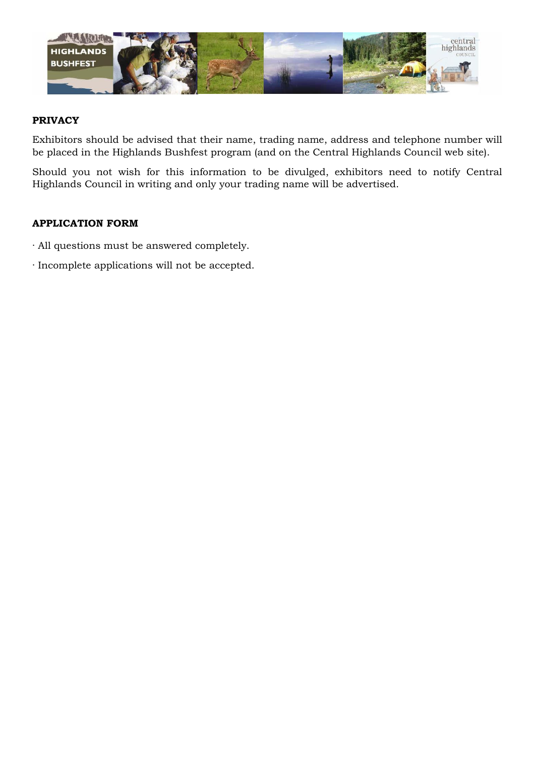## PRIVACY

Exhibitors should be advised that their name, trading name, address and telephone number will be placed in the Highlands Bushfest program (and on the Central Highlands Council web site).

Should you not wish for this information to be divulged, exhibitors need to notify Central Highlands Council in writing and only your trading name will be advertised.

## APPLICATION FORM

· All questions must be answered completely.

· Incomplete applications will not be accepted.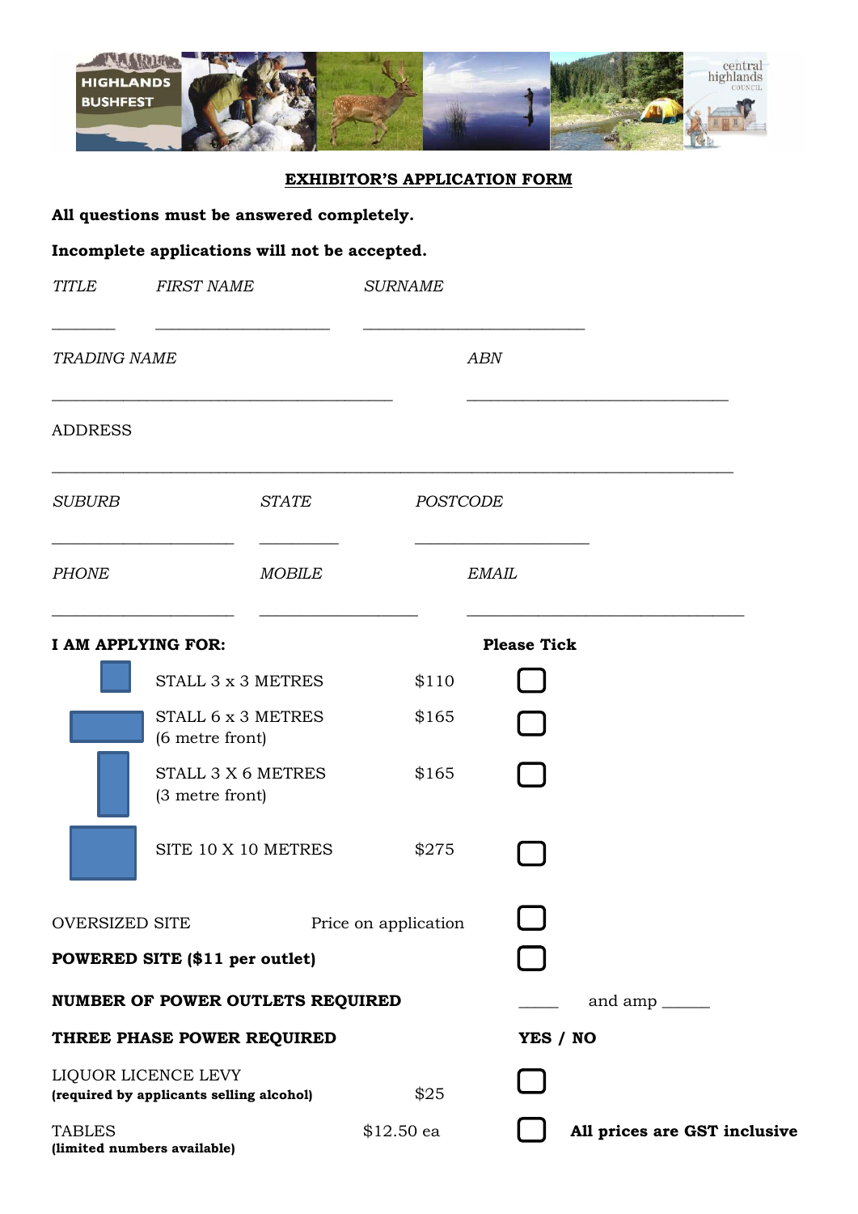# EXHIBITOR'S APPLICATION FORM

**All questions must be answered completely.**

**Incomplete applications will not be accepted.**

| *TITLE* | *FIRST NAME* | *SURNAME* |
|---|---|---|
| _______ | ____________________ | _________________________ |

| *TRADING NAME* | *ABN* |
|---|---|
| _______________________________________ | ______________________________ |

ADDRESS

_____________________________________________________________________________

| *SUBURB* | *STATE* | *POSTCODE* |
|---|---|---|
| ____________________ | _________ | ___________________ |

| *PHONE* | *MOBILE* | *EMAIL* |
|---|---|---|
| ____________________ | __________________ | _______________________________ |

| **I AM APPLYING FOR:** | | **Please Tick** |
|---|---|---|
| STALL 3 x 3 METRES | $110 | ☐ |
| STALL 6 x 3 METRES (6 metre front) | $165 | ☐ |
| STALL 3 X 6 METRES (3 metre front) | $165 | ☐ |
| SITE 10 X 10 METRES | $275 | ☐ |
| OVERSIZED SITE | Price on application | ☐ |
| **POWERED SITE ($11 per outlet)** | | ☐ |
| **NUMBER OF POWER OUTLETS REQUIRED** | | _____ and amp ______ |
| **THREE PHASE POWER REQUIRED** | | **YES / NO** |
| LIQUOR LICENCE LEVY **(required by applicants selling alcohol)** | $25 | ☐ |
| TABLES **(limited numbers available)** | $12.50 ea | ☐ |

**All prices are GST inclusive**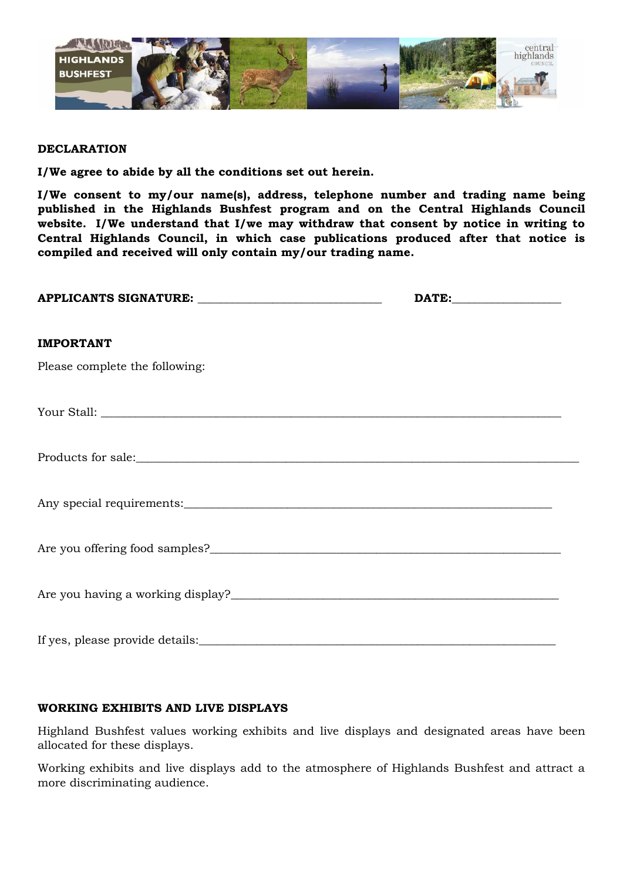**DECLARATION**

**I/We agree to abide by all the conditions set out herein.**

**I/We consent to my/our name(s), address, telephone number and trading name being published in the Highlands Bushfest program and on the Central Highlands Council website. I/We understand that I/we may withdraw that consent by notice in writing to Central Highlands Council, in which case publications produced after that notice is compiled and received will only contain my/our trading name.**

**APPLICANTS SIGNATURE:** ______________________________ **DATE:**_________________

**IMPORTANT**

Please complete the following:

Your Stall: ___________________________________________________________________________

Products for sale:_____________________________________________________________________

Any special requirements:_____________________________________________________________

Are you offering food samples?_________________________________________________________

Are you having a working display?______________________________________________________

If yes, please provide details:___________________________________________________________

**WORKING EXHIBITS AND LIVE DISPLAYS**

Highland Bushfest values working exhibits and live displays and designated areas have been allocated for these displays.

Working exhibits and live displays add to the atmosphere of Highlands Bushfest and attract a more discriminating audience.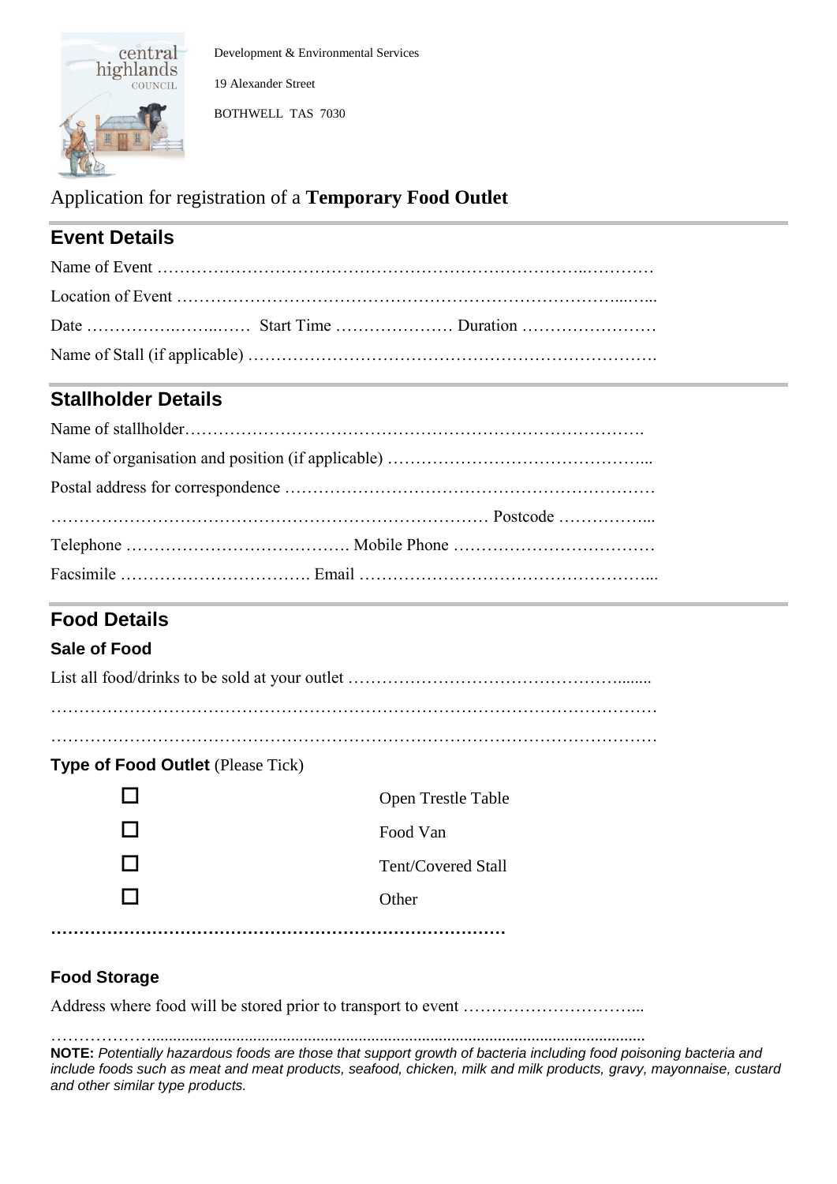Development & Environmental Services

19 Alexander Street

BOTHWELL TAS 7030

# Application for registration of a **Temporary Food Outlet**

## Event Details

Name of Event …………………………………………………………………..…………

Location of Event ……………………………………………………………………...…...

Date …………….……..…… Start Time ………………… Duration ……………………

Name of Stall (if applicable) ……………………………………………………………….

## Stallholder Details

Name of stallholder……………………………………………………………………….

Name of organisation and position (if applicable) ………………………………………...

Postal address for correspondence …………………………………………………………

………………………………………………………………… Postcode ……………...

Telephone …………………………………. Mobile Phone ………………………………

Facsimile ……………………………. Email ……………………………………………...

## Food Details

### Sale of Food

List all food/drinks to be sold at your outlet ……………………………………………........

…………………………………………………………………………………………………

…………………………………………………………………………………………………

**Type of Food Outlet** (Please Tick)

- ☐ Open Trestle Table
- ☐ Food Van
- ☐ Tent/Covered Stall
- ☐ Other

…………………………………………………………………………

### Food Storage

Address where food will be stored prior to transport to event …………………………...

……………….....................................................................................................................

**NOTE:** *Potentially hazardous foods are those that support growth of bacteria including food poisoning bacteria and include foods such as meat and meat products, seafood, chicken, milk and milk products, gravy, mayonnaise, custard and other similar type products.*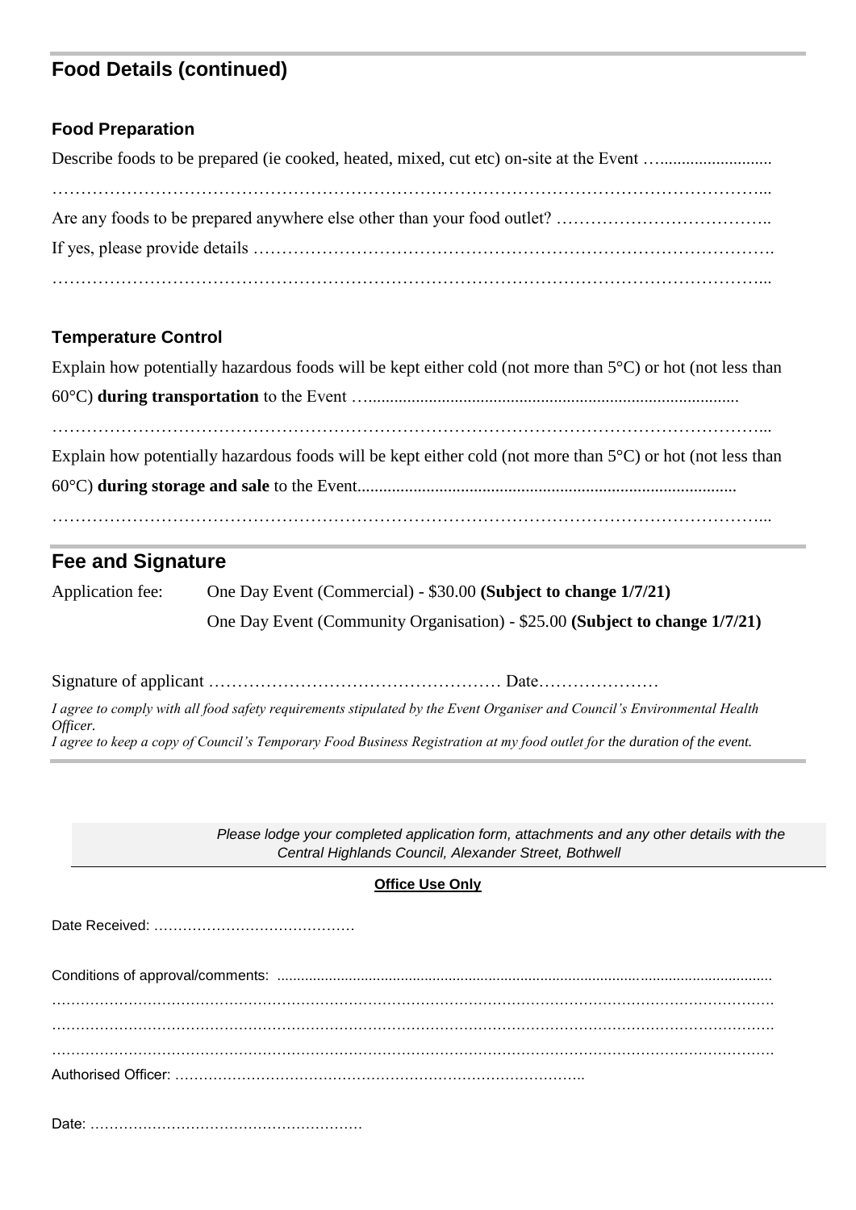## Food Details (continued)

### Food Preparation

Describe foods to be prepared (ie cooked, heated, mixed, cut etc) on-site at the Event …..........................

…………………………………………………………………………………………………………...

Are any foods to be prepared anywhere else other than your food outlet? ………………………………..

If yes, please provide details …………………………………………………………………………….

…………………………………………………………………………………………………………...

### Temperature Control

Explain how potentially hazardous foods will be kept either cold (not more than 5°C) or hot (not less than 60°C) **during transportation** to the Event …....................................................................................

…………………………………………………………………………………………………………...

Explain how potentially hazardous foods will be kept either cold (not more than 5°C) or hot (not less than 60°C) **during storage and sale** to the Event.......................................................................................

…………………………………………………………………………………………………………...

## Fee and Signature

Application fee: One Day Event (Commercial) - $30.00 **(Subject to change 1/7/21)**

One Day Event (Community Organisation) - $25.00 **(Subject to change 1/7/21)**

Signature of applicant …………………………………………… Date…………………

*I agree to comply with all food safety requirements stipulated by the Event Organiser and Council's Environmental Health Officer.*

*I agree to keep a copy of Council's Temporary Food Business Registration at my food outlet for the duration of the event.*

*Please lodge your completed application form, attachments and any other details with the Central Highlands Council, Alexander Street, Bothwell*

**Office Use Only**

Date Received: ……………………………………

Conditions of approval/comments: ..........................................................................................................................

…………………………………………………………………………………………………………………………….

…………………………………………………………………………………………………………………………….

…………………………………………………………………………………………………………………………….

Authorised Officer: …………………………………………………………………………..

Date: …………………………………………………